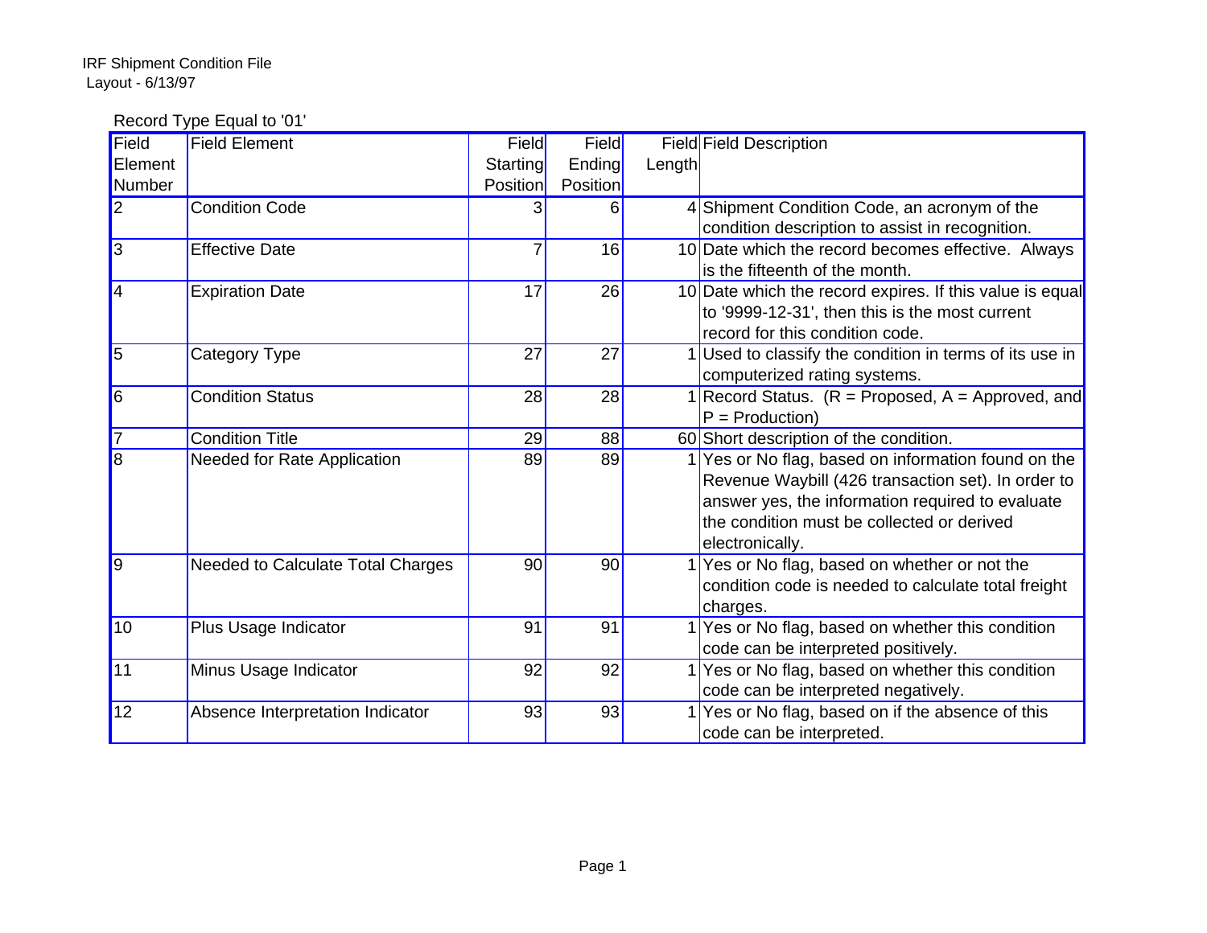IRF Shipment Condition File
Layout - 6/13/97

Record Type Equal to '01'

| Field Element Number | Field Element | Field Starting Position | Field Ending Position | Field Length | Field Description |
|---|---|---|---|---|---|
| 2 | Condition Code | 3 | 6 | 4 | Shipment Condition Code, an acronym of the condition description to assist in recognition. |
| 3 | Effective Date | 7 | 16 | 10 | Date which the record becomes effective. Always is the fifteenth of the month. |
| 4 | Expiration Date | 17 | 26 | 10 | Date which the record expires. If this value is equal to '9999-12-31', then this is the most current record for this condition code. |
| 5 | Category Type | 27 | 27 | 1 | Used to classify the condition in terms of its use in computerized rating systems. |
| 6 | Condition Status | 28 | 28 | 1 | Record Status. (R = Proposed, A = Approved, and P = Production) |
| 7 | Condition Title | 29 | 88 | 60 | Short description of the condition. |
| 8 | Needed for Rate Application | 89 | 89 | 1 | Yes or No flag, based on information found on the Revenue Waybill (426 transaction set). In order to answer yes, the information required to evaluate the condition must be collected or derived electronically. |
| 9 | Needed to Calculate Total Charges | 90 | 90 | 1 | Yes or No flag, based on whether or not the condition code is needed to calculate total freight charges. |
| 10 | Plus Usage Indicator | 91 | 91 | 1 | Yes or No flag, based on whether this condition code can be interpreted positively. |
| 11 | Minus Usage Indicator | 92 | 92 | 1 | Yes or No flag, based on whether this condition code can be interpreted negatively. |
| 12 | Absence Interpretation Indicator | 93 | 93 | 1 | Yes or No flag, based on if the absence of this code can be interpreted. |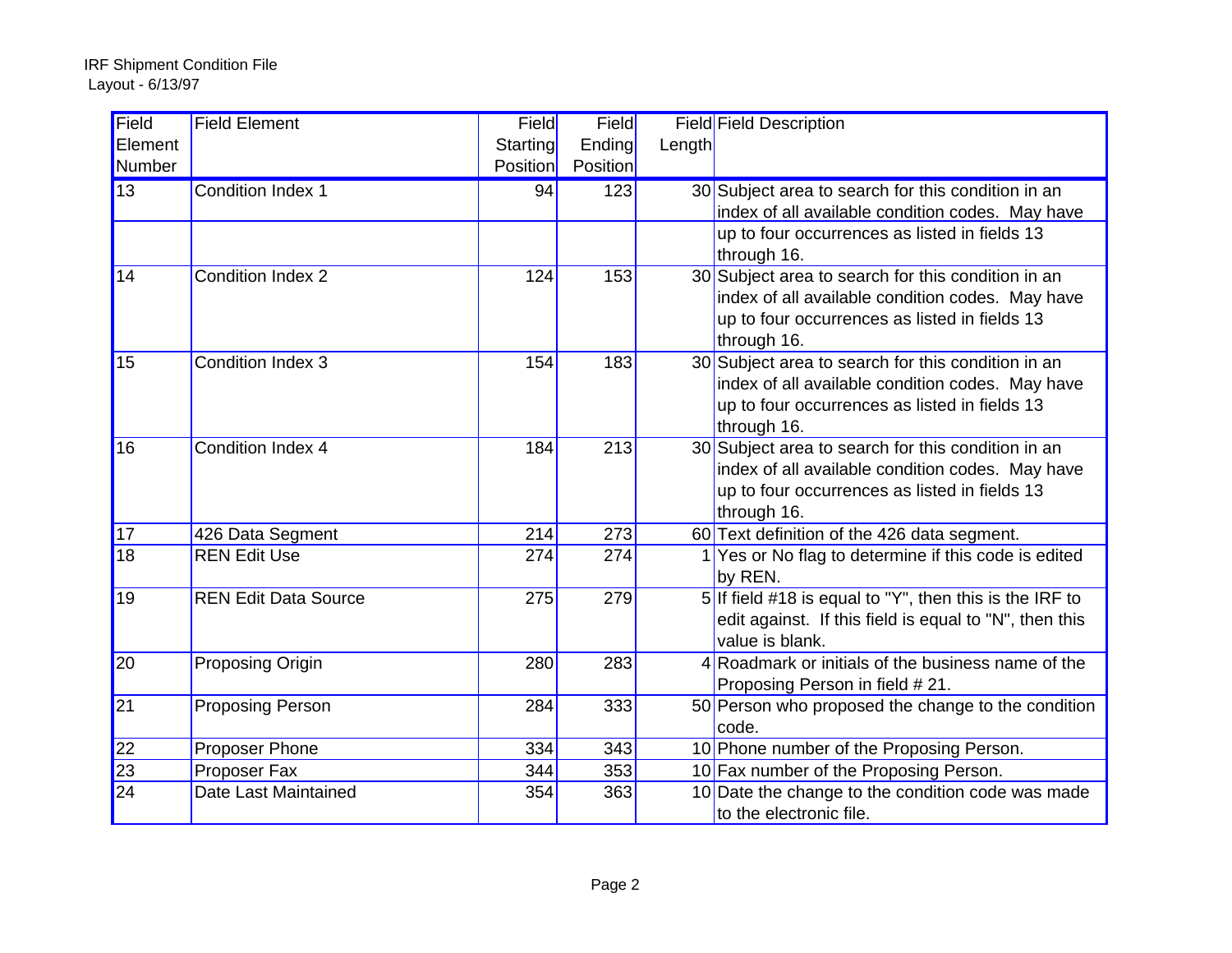IRF Shipment Condition File
Layout - 6/13/97

| Field Element Number | Field Element | Field Starting Position | Field Ending Position | Field Length | Field Description |
|---|---|---|---|---|---|
| 13 | Condition Index 1 | 94 | 123 | 30 | Subject area to search for this condition in an index of all available condition codes. May have up to four occurrences as listed in fields 13 through 16. |
| 14 | Condition Index 2 | 124 | 153 | 30 | Subject area to search for this condition in an index of all available condition codes. May have up to four occurrences as listed in fields 13 through 16. |
| 15 | Condition Index 3 | 154 | 183 | 30 | Subject area to search for this condition in an index of all available condition codes. May have up to four occurrences as listed in fields 13 through 16. |
| 16 | Condition Index 4 | 184 | 213 | 30 | Subject area to search for this condition in an index of all available condition codes. May have up to four occurrences as listed in fields 13 through 16. |
| 17 | 426 Data Segment | 214 | 273 | 60 | Text definition of the 426 data segment. |
| 18 | REN Edit Use | 274 | 274 | 1 | Yes or No flag to determine if this code is edited by REN. |
| 19 | REN Edit Data Source | 275 | 279 | 5 | If field #18 is equal to "Y", then this is the IRF to edit against. If this field is equal to "N", then this value is blank. |
| 20 | Proposing Origin | 280 | 283 | 4 | Roadmark or initials of the business name of the Proposing Person in field # 21. |
| 21 | Proposing Person | 284 | 333 | 50 | Person who proposed the change to the condition code. |
| 22 | Proposer Phone | 334 | 343 | 10 | Phone number of the Proposing Person. |
| 23 | Proposer Fax | 344 | 353 | 10 | Fax number of the Proposing Person. |
| 24 | Date Last Maintained | 354 | 363 | 10 | Date the change to the condition code was made to the electronic file. |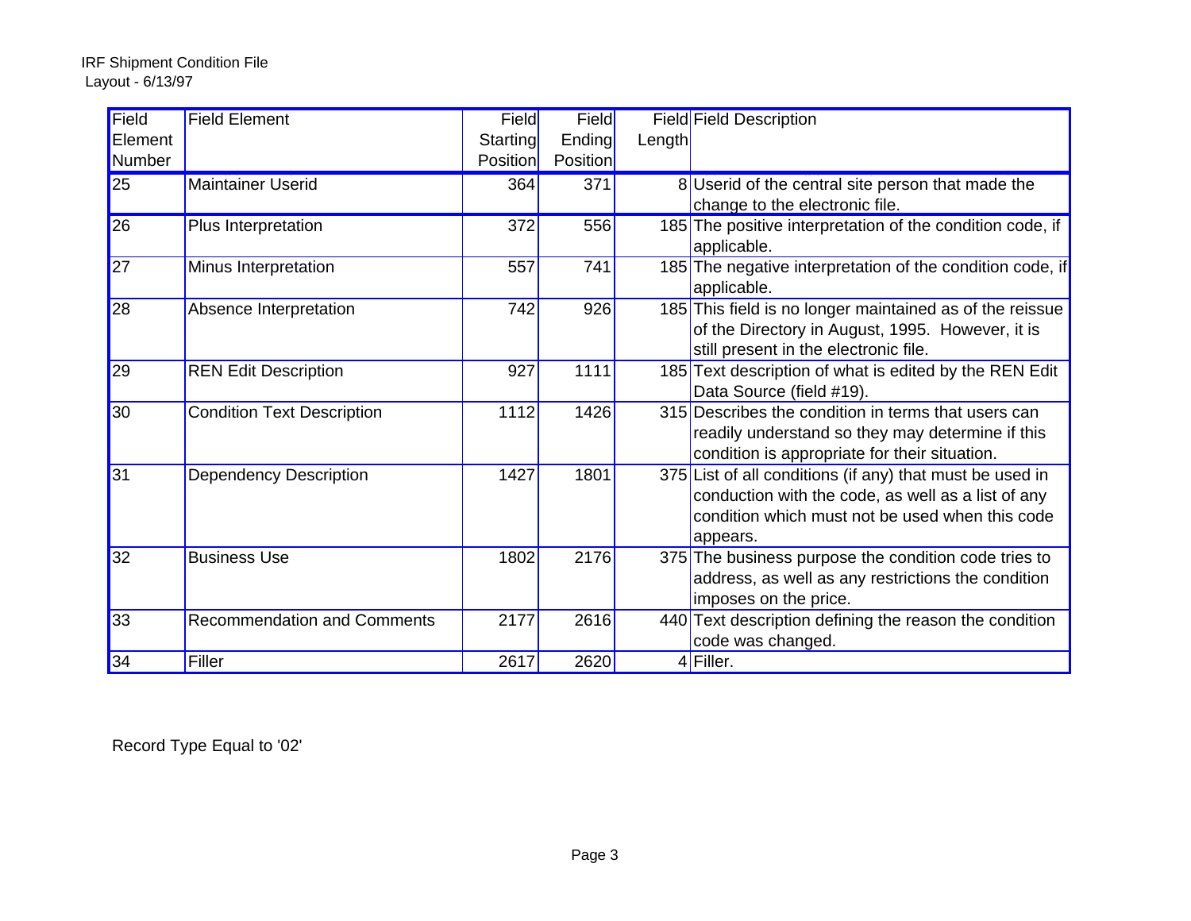IRF Shipment Condition File
Layout - 6/13/97

| Field Element Number | Field Element | Field Starting Position | Field Ending Position | Field Length | Field Description |
|---|---|---|---|---|---|
| 25 | Maintainer Userid | 364 | 371 | 8 | Userid of the central site person that made the change to the electronic file. |
| 26 | Plus Interpretation | 372 | 556 | 185 | The positive interpretation of the condition code, if applicable. |
| 27 | Minus Interpretation | 557 | 741 | 185 | The negative interpretation of the condition code, if applicable. |
| 28 | Absence Interpretation | 742 | 926 | 185 | This field is no longer maintained as of the reissue of the Directory in August, 1995. However, it is still present in the electronic file. |
| 29 | REN Edit Description | 927 | 1111 | 185 | Text description of what is edited by the REN Edit Data Source (field #19). |
| 30 | Condition Text Description | 1112 | 1426 | 315 | Describes the condition in terms that users can readily understand so they may determine if this condition is appropriate for their situation. |
| 31 | Dependency Description | 1427 | 1801 | 375 | List of all conditions (if any) that must be used in conduction with the code, as well as a list of any condition which must not be used when this code appears. |
| 32 | Business Use | 1802 | 2176 | 375 | The business purpose the condition code tries to address, as well as any restrictions the condition imposes on the price. |
| 33 | Recommendation and Comments | 2177 | 2616 | 440 | Text description defining the reason the condition code was changed. |
| 34 | Filler | 2617 | 2620 | 4 | Filler. |

Record Type Equal to '02'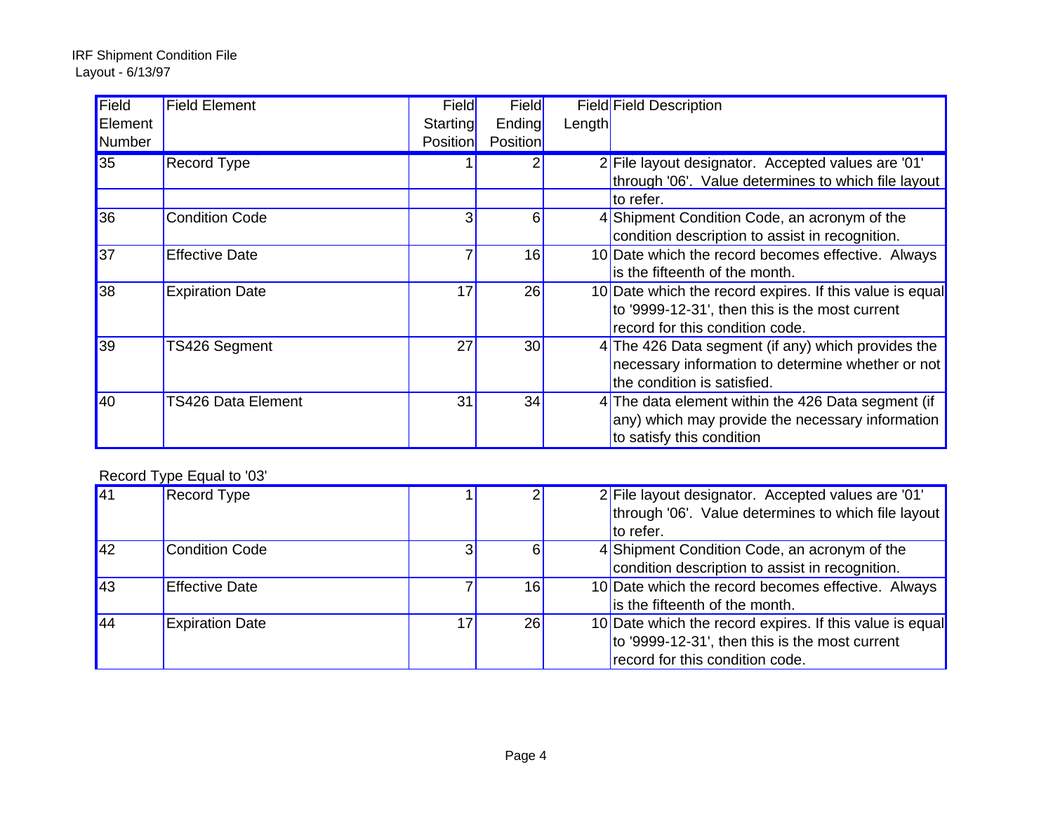IRF Shipment Condition File
Layout - 6/13/97

| Field Element Number | Field Element | Field Starting Position | Field Ending Position | Field Length | Field Description |
|---|---|---|---|---|---|
| 35 | Record Type | 1 | 2 | 2 | File layout designator. Accepted values are '01' through '06'. Value determines to which file layout to refer. |
| 36 | Condition Code | 3 | 6 | 4 | Shipment Condition Code, an acronym of the condition description to assist in recognition. |
| 37 | Effective Date | 7 | 16 | 10 | Date which the record becomes effective. Always is the fifteenth of the month. |
| 38 | Expiration Date | 17 | 26 | 10 | Date which the record expires. If this value is equal to '9999-12-31', then this is the most current record for this condition code. |
| 39 | TS426 Segment | 27 | 30 | 4 | The 426 Data segment (if any) which provides the necessary information to determine whether or not the condition is satisfied. |
| 40 | TS426 Data Element | 31 | 34 | 4 | The data element within the 426 Data segment (if any) which may provide the necessary information to satisfy this condition |

Record Type Equal to '03'

| Field Element Number | Field Element | Field Starting Position | Field Ending Position | Field Length | Field Description |
|---|---|---|---|---|---|
| 41 | Record Type | 1 | 2 | 2 | File layout designator. Accepted values are '01' through '06'. Value determines to which file layout to refer. |
| 42 | Condition Code | 3 | 6 | 4 | Shipment Condition Code, an acronym of the condition description to assist in recognition. |
| 43 | Effective Date | 7 | 16 | 10 | Date which the record becomes effective. Always is the fifteenth of the month. |
| 44 | Expiration Date | 17 | 26 | 10 | Date which the record expires. If this value is equal to '9999-12-31', then this is the most current record for this condition code. |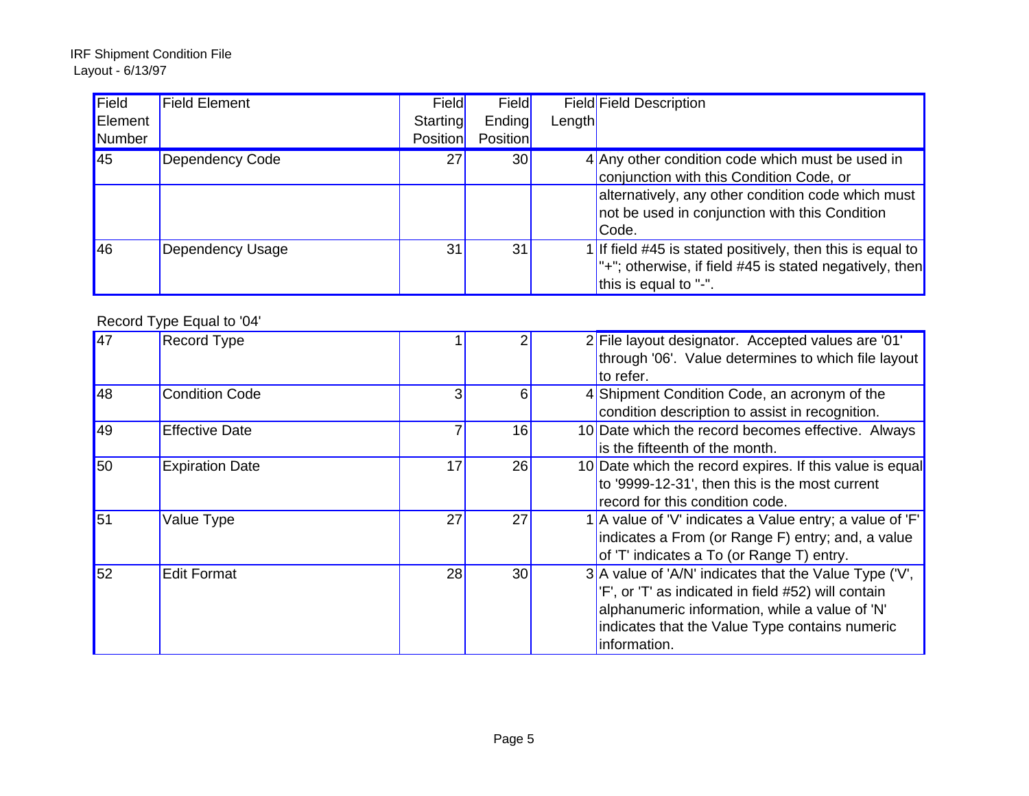IRF Shipment Condition File
Layout - 6/13/97

| Field Element Number | Field Element | Field Starting Position | Field Ending Position | Field Length | Field Description |
|---|---|---|---|---|---|
| 45 | Dependency Code | 27 | 30 | 4 | Any other condition code which must be used in conjunction with this Condition Code, or |
| | | | | | alternatively, any other condition code which must not be used in conjunction with this Condition Code. |
| 46 | Dependency Usage | 31 | 31 | 1 | If field #45 is stated positively, then this is equal to "+"; otherwise, if field #45 is stated negatively, then this is equal to "-". |

Record Type Equal to '04'

| Field Element Number | Field Element | Field Starting Position | Field Ending Position | Field Length | Field Description |
|---|---|---|---|---|---|
| 47 | Record Type | 1 | 2 | 2 | File layout designator. Accepted values are '01' through '06'. Value determines to which file layout to refer. |
| 48 | Condition Code | 3 | 6 | 4 | Shipment Condition Code, an acronym of the condition description to assist in recognition. |
| 49 | Effective Date | 7 | 16 | 10 | Date which the record becomes effective. Always is the fifteenth of the month. |
| 50 | Expiration Date | 17 | 26 | 10 | Date which the record expires. If this value is equal to '9999-12-31', then this is the most current record for this condition code. |
| 51 | Value Type | 27 | 27 | 1 | A value of 'V' indicates a Value entry; a value of 'F' indicates a From (or Range F) entry; and, a value of 'T' indicates a To (or Range T) entry. |
| 52 | Edit Format | 28 | 30 | 3 | A value of 'A/N' indicates that the Value Type ('V', 'F', or 'T' as indicated in field #52) will contain alphanumeric information, while a value of 'N' indicates that the Value Type contains numeric information. |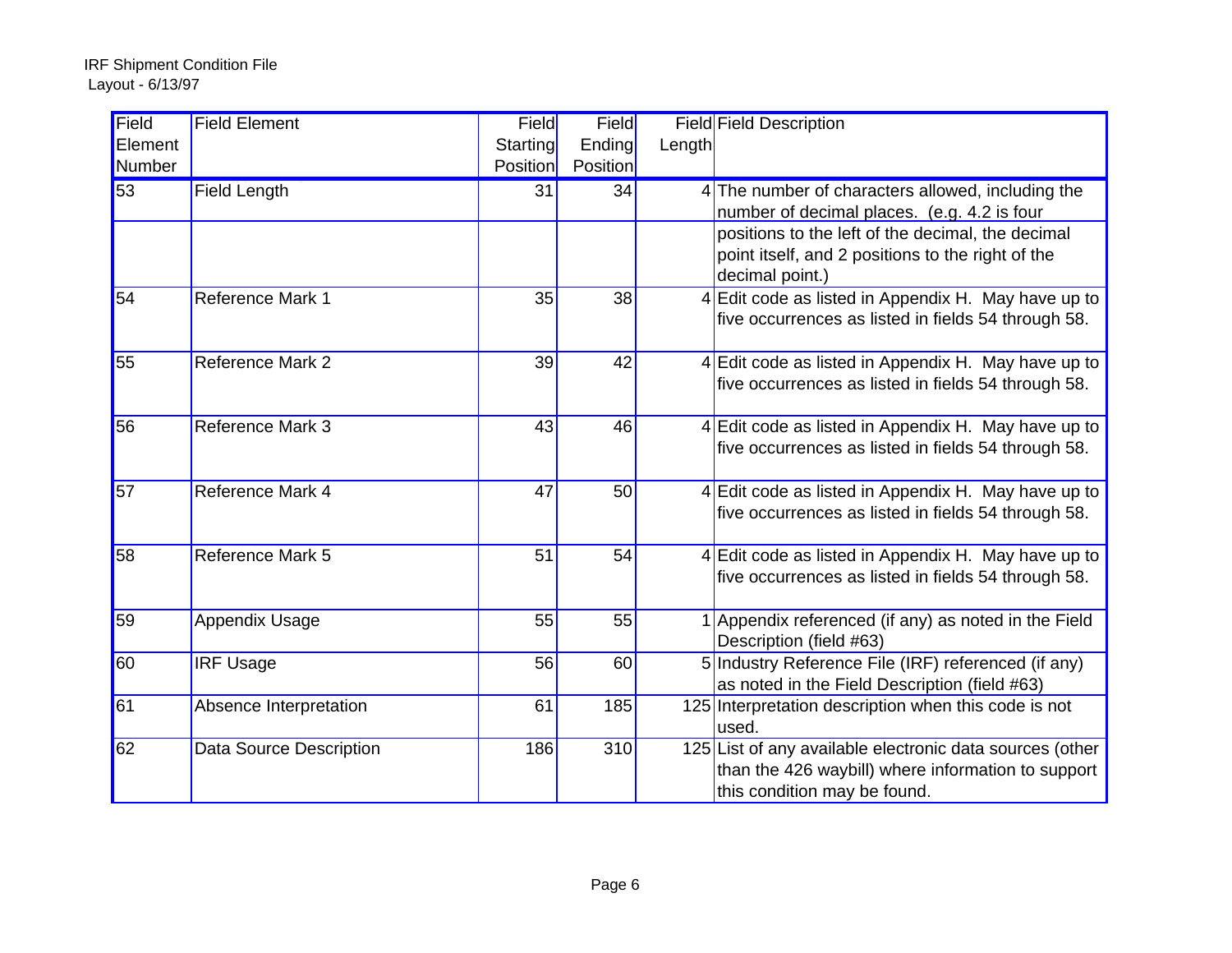IRF Shipment Condition File
Layout - 6/13/97

| Field Element Number | Field Element | Field Starting Position | Field Ending Position | Field Length | Field Description |
|---|---|---|---|---|---|
| 53 | Field Length | 31 | 34 | 4 | The number of characters allowed, including the number of decimal places. (e.g. 4.2 is four positions to the left of the decimal, the decimal point itself, and 2 positions to the right of the decimal point.) |
| 54 | Reference Mark 1 | 35 | 38 | 4 | Edit code as listed in Appendix H. May have up to five occurrences as listed in fields 54 through 58. |
| 55 | Reference Mark 2 | 39 | 42 | 4 | Edit code as listed in Appendix H. May have up to five occurrences as listed in fields 54 through 58. |
| 56 | Reference Mark 3 | 43 | 46 | 4 | Edit code as listed in Appendix H. May have up to five occurrences as listed in fields 54 through 58. |
| 57 | Reference Mark 4 | 47 | 50 | 4 | Edit code as listed in Appendix H. May have up to five occurrences as listed in fields 54 through 58. |
| 58 | Reference Mark 5 | 51 | 54 | 4 | Edit code as listed in Appendix H. May have up to five occurrences as listed in fields 54 through 58. |
| 59 | Appendix Usage | 55 | 55 | 1 | Appendix referenced (if any) as noted in the Field Description (field #63) |
| 60 | IRF Usage | 56 | 60 | 5 | Industry Reference File (IRF) referenced (if any) as noted in the Field Description (field #63) |
| 61 | Absence Interpretation | 61 | 185 | 125 | Interpretation description when this code is not used. |
| 62 | Data Source Description | 186 | 310 | 125 | List of any available electronic data sources (other than the 426 waybill) where information to support this condition may be found. |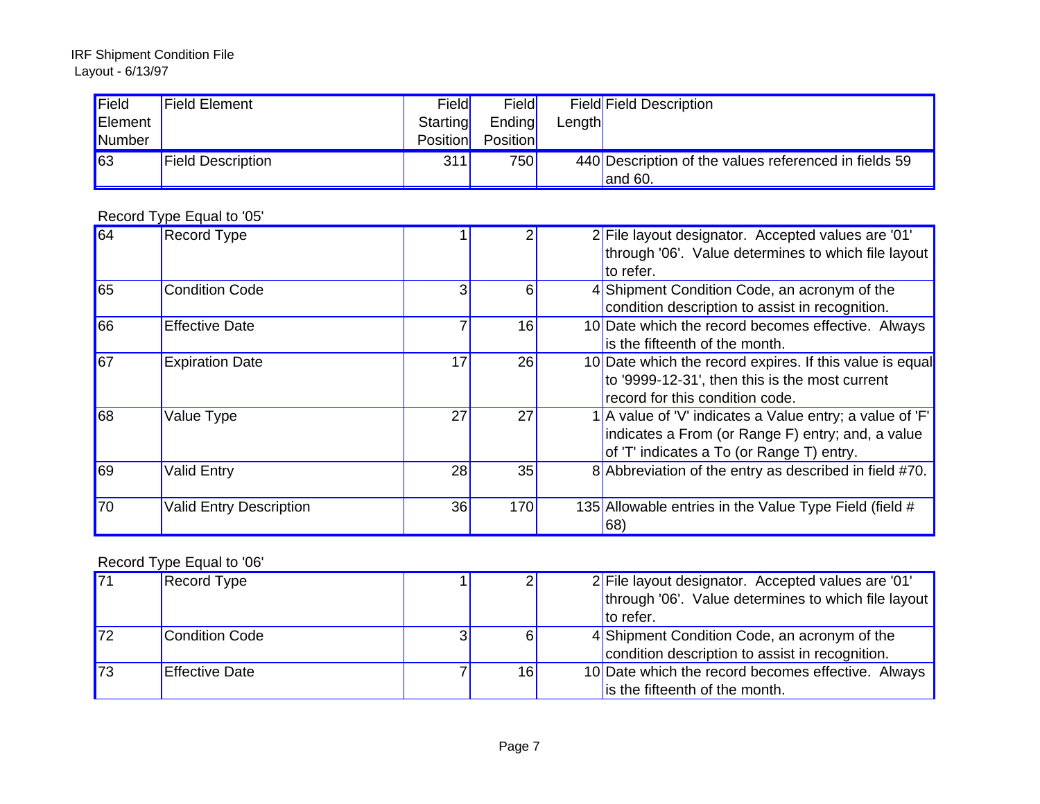IRF Shipment Condition File
Layout - 6/13/97

| Field Element Number | Field Element | Field Starting Position | Field Ending Position | Field Length | Field Description |
|---|---|---|---|---|---|
| 63 | Field Description | 311 | 750 | 440 | Description of the values referenced in fields 59 and 60. |

Record Type Equal to '05'

| Field Element Number | Field Element | Field Starting Position | Field Ending Position | Field Length | Field Description |
|---|---|---|---|---|---|
| 64 | Record Type | 1 | 2 | 2 | File layout designator. Accepted values are '01' through '06'. Value determines to which file layout to refer. |
| 65 | Condition Code | 3 | 6 | 4 | Shipment Condition Code, an acronym of the condition description to assist in recognition. |
| 66 | Effective Date | 7 | 16 | 10 | Date which the record becomes effective. Always is the fifteenth of the month. |
| 67 | Expiration Date | 17 | 26 | 10 | Date which the record expires. If this value is equal to '9999-12-31', then this is the most current record for this condition code. |
| 68 | Value Type | 27 | 27 | 1 | A value of 'V' indicates a Value entry; a value of 'F' indicates a From (or Range F) entry; and, a value of 'T' indicates a To (or Range T) entry. |
| 69 | Valid Entry | 28 | 35 | 8 | Abbreviation of the entry as described in field #70. |
| 70 | Valid Entry Description | 36 | 170 | 135 | Allowable entries in the Value Type Field (field # 68) |

Record Type Equal to '06'

| Field Element Number | Field Element | Field Starting Position | Field Ending Position | Field Length | Field Description |
|---|---|---|---|---|---|
| 71 | Record Type | 1 | 2 | 2 | File layout designator. Accepted values are '01' through '06'. Value determines to which file layout to refer. |
| 72 | Condition Code | 3 | 6 | 4 | Shipment Condition Code, an acronym of the condition description to assist in recognition. |
| 73 | Effective Date | 7 | 16 | 10 | Date which the record becomes effective. Always is the fifteenth of the month. |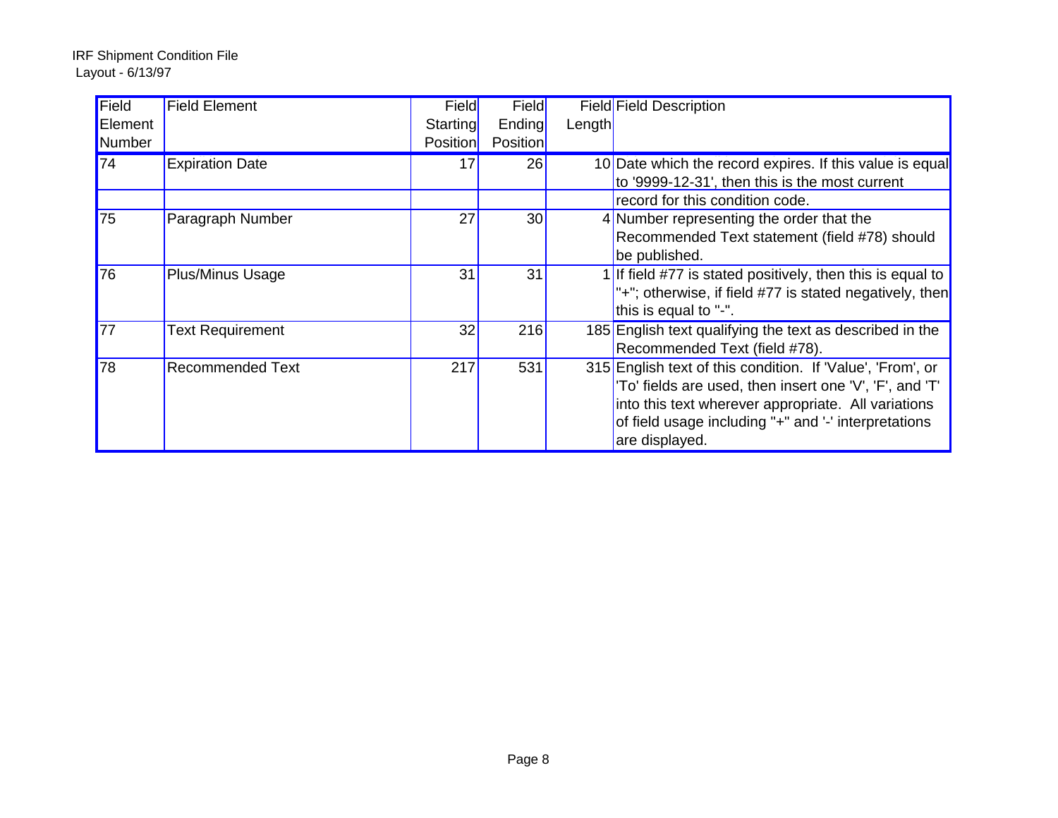IRF Shipment Condition File
Layout - 6/13/97

| Field Element Number | Field Element | Field Starting Position | Field Ending Position | Field Length | Field Description |
|---|---|---|---|---|---|
| 74 | Expiration Date | 17 | 26 | 10 | Date which the record expires. If this value is equal to '9999-12-31', then this is the most current record for this condition code. |
| 75 | Paragraph Number | 27 | 30 | 4 | Number representing the order that the Recommended Text statement (field #78) should be published. |
| 76 | Plus/Minus Usage | 31 | 31 | 1 | If field #77 is stated positively, then this is equal to "+"; otherwise, if field #77 is stated negatively, then this is equal to "-". |
| 77 | Text Requirement | 32 | 216 | 185 | English text qualifying the text as described in the Recommended Text (field #78). |
| 78 | Recommended Text | 217 | 531 | 315 | English text of this condition. If 'Value', 'From', or 'To' fields are used, then insert one 'V', 'F', and 'T' into this text wherever appropriate. All variations of field usage including "+" and '-' interpretations are displayed. |